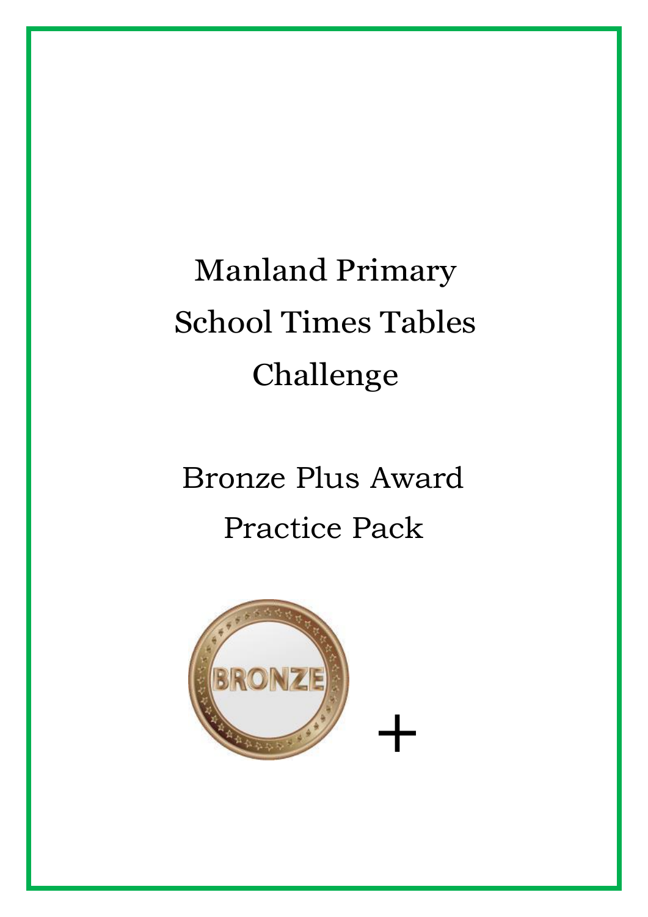# Manland Primary School Times Tables Challenge

## Bronze Plus Award Practice Pack

+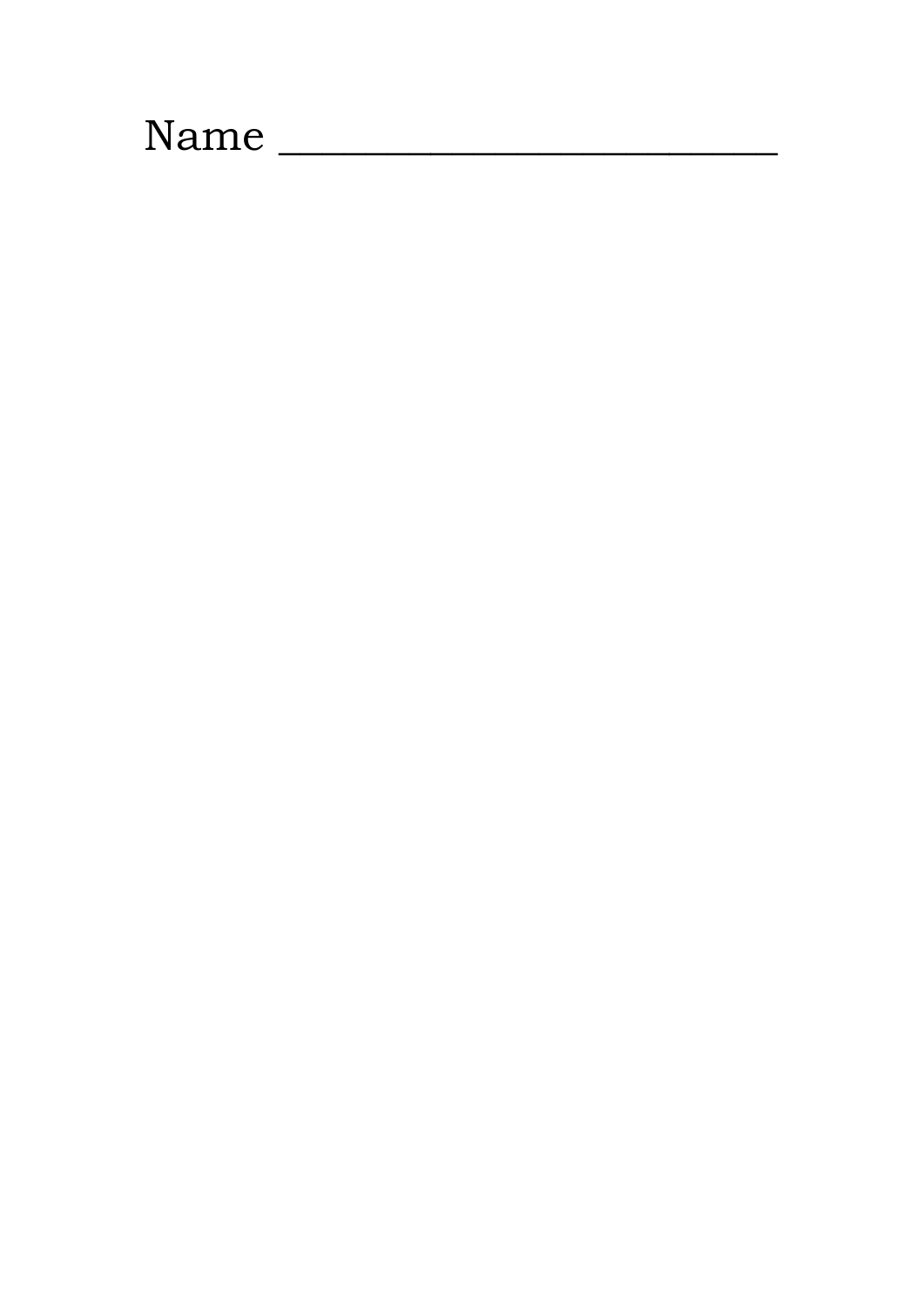Name ________________________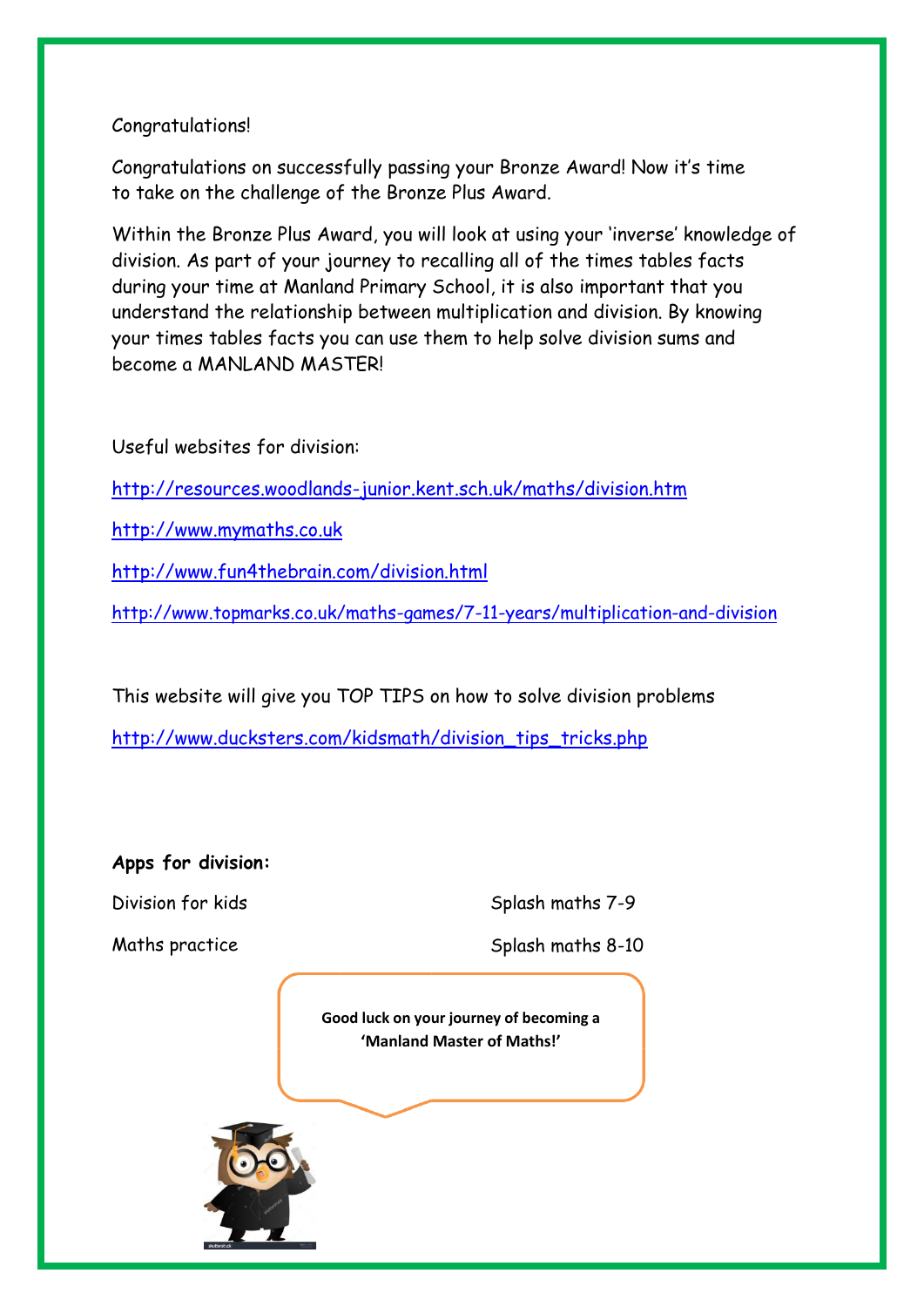Congratulations!

Congratulations on successfully passing your Bronze Award! Now it's time to take on the challenge of the Bronze Plus Award.

Within the Bronze Plus Award, you will look at using your 'inverse' knowledge of division. As part of your journey to recalling all of the times tables facts during your time at Manland Primary School, it is also important that you understand the relationship between multiplication and division. By knowing your times tables facts you can use them to help solve division sums and become a MANLAND MASTER!

Useful websites for division:

http://resources.woodlands-junior.kent.sch.uk/maths/division.htm

http://www.mymaths.co.uk

http://www.fun4thebrain.com/division.html

http://www.topmarks.co.uk/maths-games/7-11-years/multiplication-and-division

This website will give you TOP TIPS on how to solve division problems

http://www.ducksters.com/kidsmath/division_tips_tricks.php

**Apps for division:**

Division for kids

Maths practice

Splash maths 7-9

Splash maths 8-10

**Good luck on your journey of becoming a 'Manland Master of Maths!'**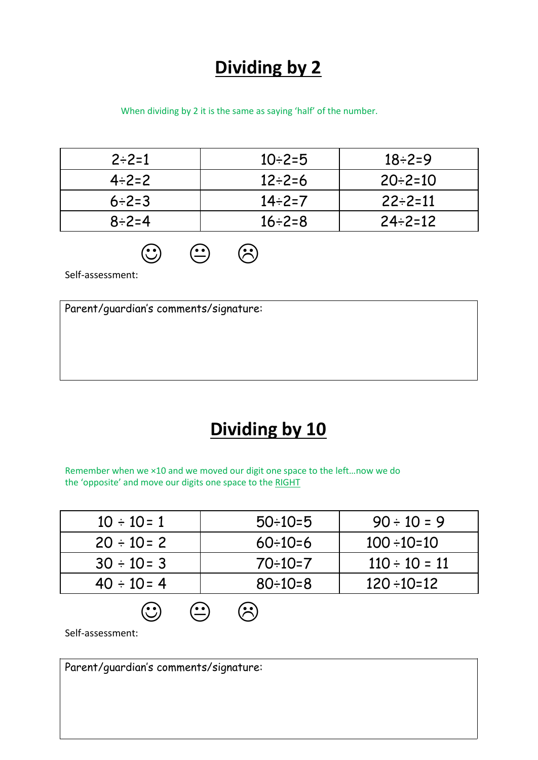# Dividing by 2

When dividing by 2 it is the same as saying 'half' of the number.

| | | |
|---|---|---|
| 2÷2=1 | 10÷2=5 | 18÷2=9 |
| 4÷2=2 | 12÷2=6 | 20÷2=10 |
| 6÷2=3 | 14÷2=7 | 22÷2=11 |
| 8÷2=4 | 16÷2=8 | 24÷2=12 |

☺ 😐 ☹

Self-assessment:

| Parent/guardian's comments/signature: |
|---|
| |

# Dividing by 10

Remember when we ×10 and we moved our digit one space to the left…now we do the 'opposite' and move our digits one space to the RIGHT

| | | |
|---|---|---|
| 10 ÷ 10 = 1 | 50÷10=5 | 90 ÷ 10 = 9 |
| 20 ÷ 10 = 2 | 60÷10=6 | 100 ÷10=10 |
| 30 ÷ 10 = 3 | 70÷10=7 | 110 ÷ 10 = 11 |
| 40 ÷ 10 = 4 | 80÷10=8 | 120 ÷10=12 |

☺ 😐 ☹

Self-assessment:

| Parent/guardian's comments/signature: |
|---|
| |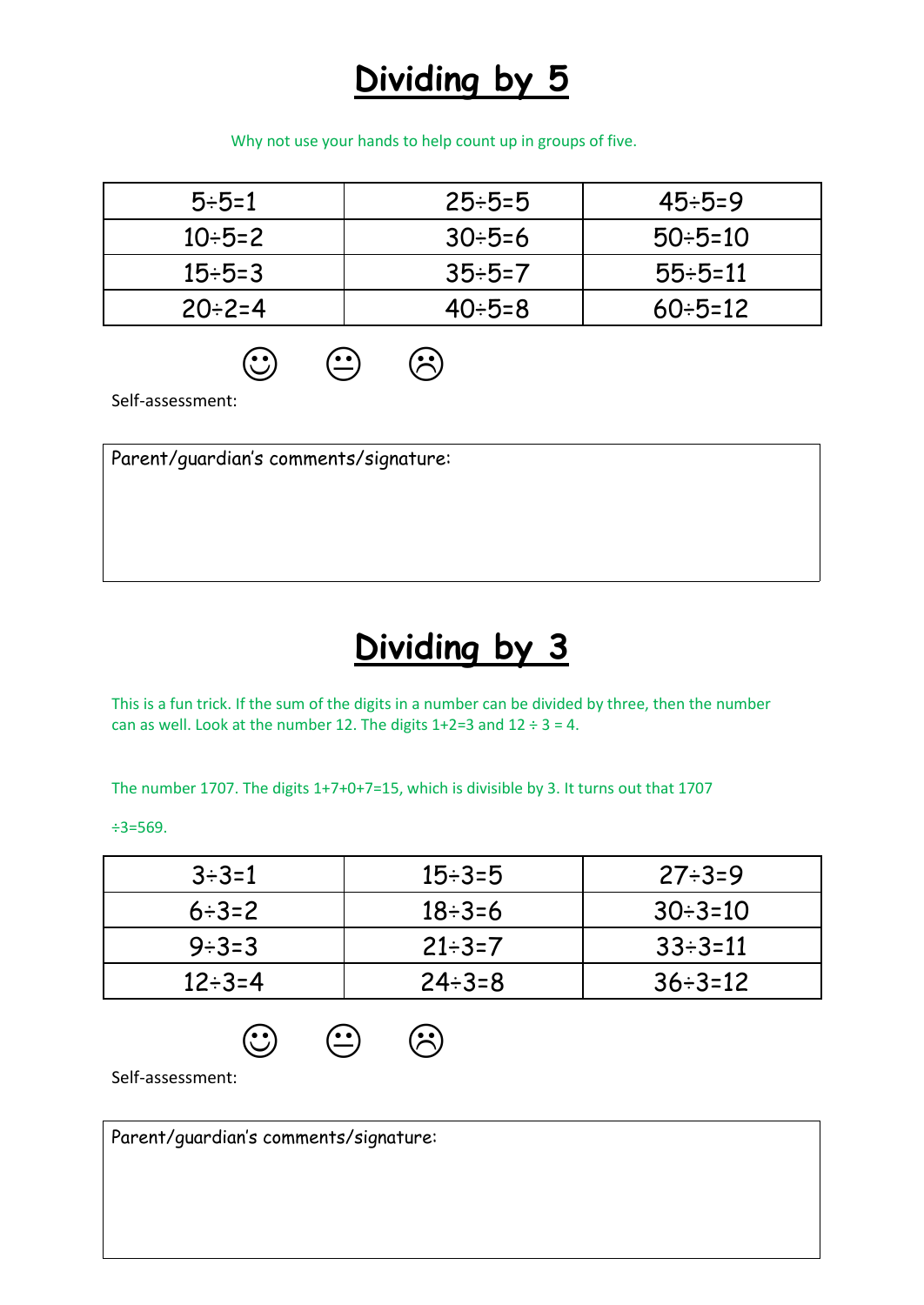# Dividing by 5

Why not use your hands to help count up in groups of five.

| | | |
|---|---|---|
| 5÷5=1 | 25÷5=5 | 45÷5=9 |
| 10÷5=2 | 30÷5=6 | 50÷5=10 |
| 15÷5=3 | 35÷5=7 | 55÷5=11 |
| 20÷2=4 | 40÷5=8 | 60÷5=12 |

☺ 😐 ☹

Self-assessment:

| Parent/guardian's comments/signature: |
|---|
| |

# Dividing by 3

This is a fun trick. If the sum of the digits in a number can be divided by three, then the number can as well. Look at the number 12. The digits 1+2=3 and 12 ÷ 3 = 4.

The number 1707. The digits 1+7+0+7=15, which is divisible by 3. It turns out that 1707 ÷3=569.

| | | |
|---|---|---|
| 3÷3=1 | 15÷3=5 | 27÷3=9 |
| 6÷3=2 | 18÷3=6 | 30÷3=10 |
| 9÷3=3 | 21÷3=7 | 33÷3=11 |
| 12÷3=4 | 24÷3=8 | 36÷3=12 |

☺ 😐 ☹

Self-assessment:

| Parent/guardian's comments/signature: |
|---|
| |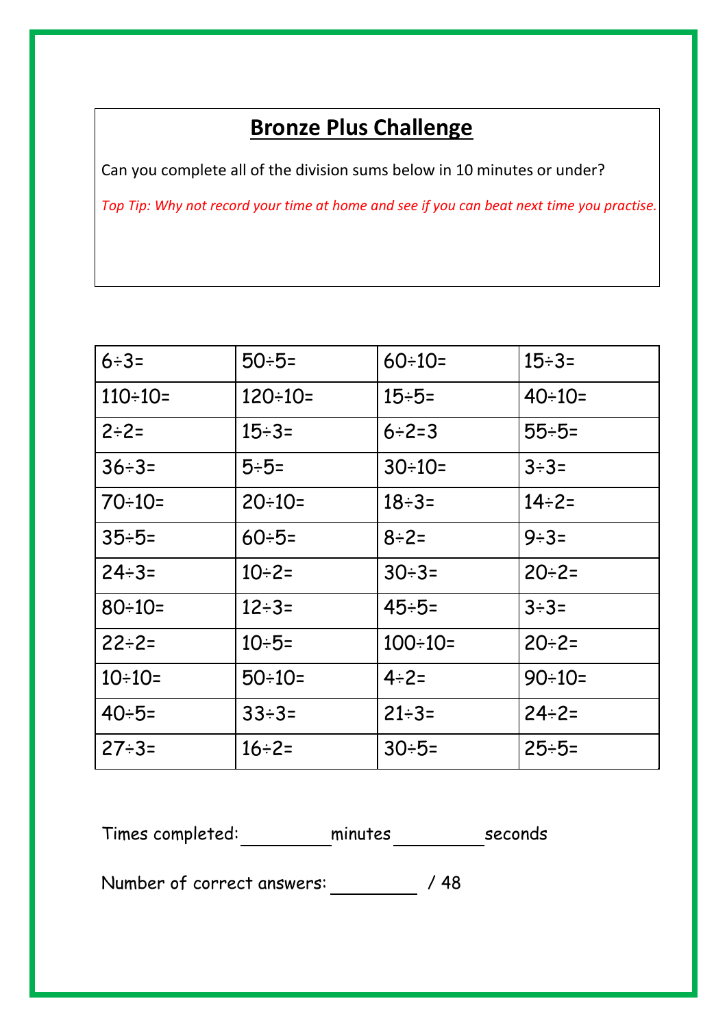## Bronze Plus Challenge

Can you complete all of the division sums below in 10 minutes or under?

*Top Tip: Why not record your time at home and see if you can beat next time you practise.*

| | | | |
|---|---|---|---|
| 6÷3= | 50÷5= | 60÷10= | 15÷3= |
| 110÷10= | 120÷10= | 15÷5= | 40÷10= |
| 2÷2= | 15÷3= | 6÷2=3 | 55÷5= |
| 36÷3= | 5÷5= | 30÷10= | 3÷3= |
| 70÷10= | 20÷10= | 18÷3= | 14÷2= |
| 35÷5= | 60÷5= | 8÷2= | 9÷3= |
| 24÷3= | 10÷2= | 30÷3= | 20÷2= |
| 80÷10= | 12÷3= | 45÷5= | 3÷3= |
| 22÷2= | 10÷5= | 100÷10= | 20÷2= |
| 10÷10= | 50÷10= | 4÷2= | 90÷10= |
| 40÷5= | 33÷3= | 21÷3= | 24÷2= |
| 27÷3= | 16÷2= | 30÷5= | 25÷5= |

Times completed: ________minutes ________seconds

Number of correct answers: ________ / 48